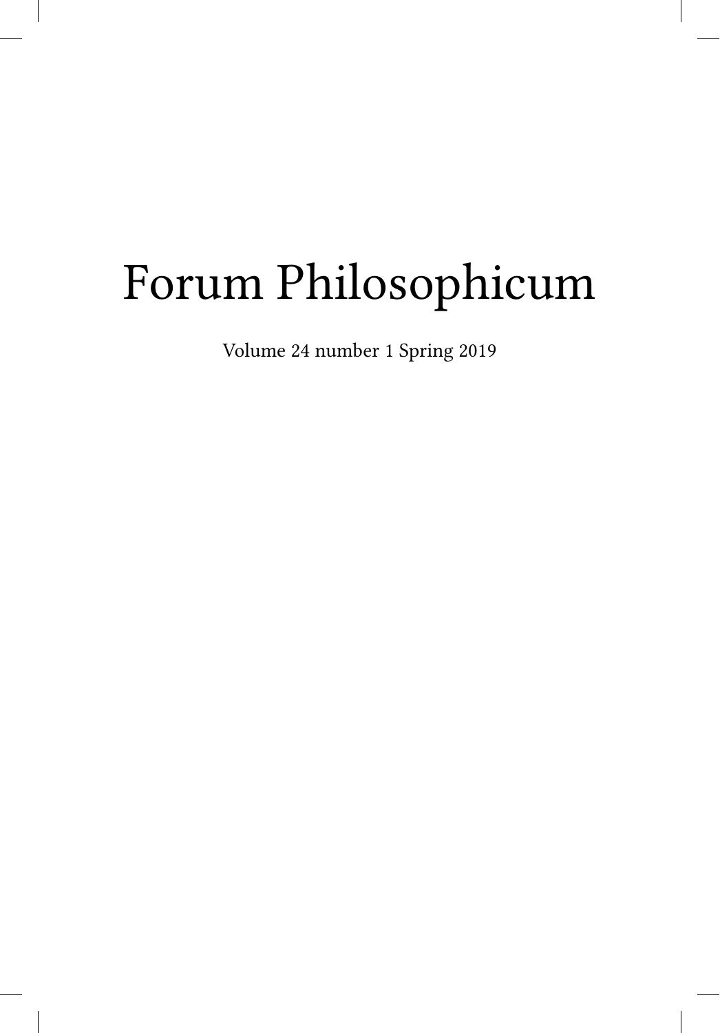# Forum Philosophicum

Volume 24 number 1 Spring 2019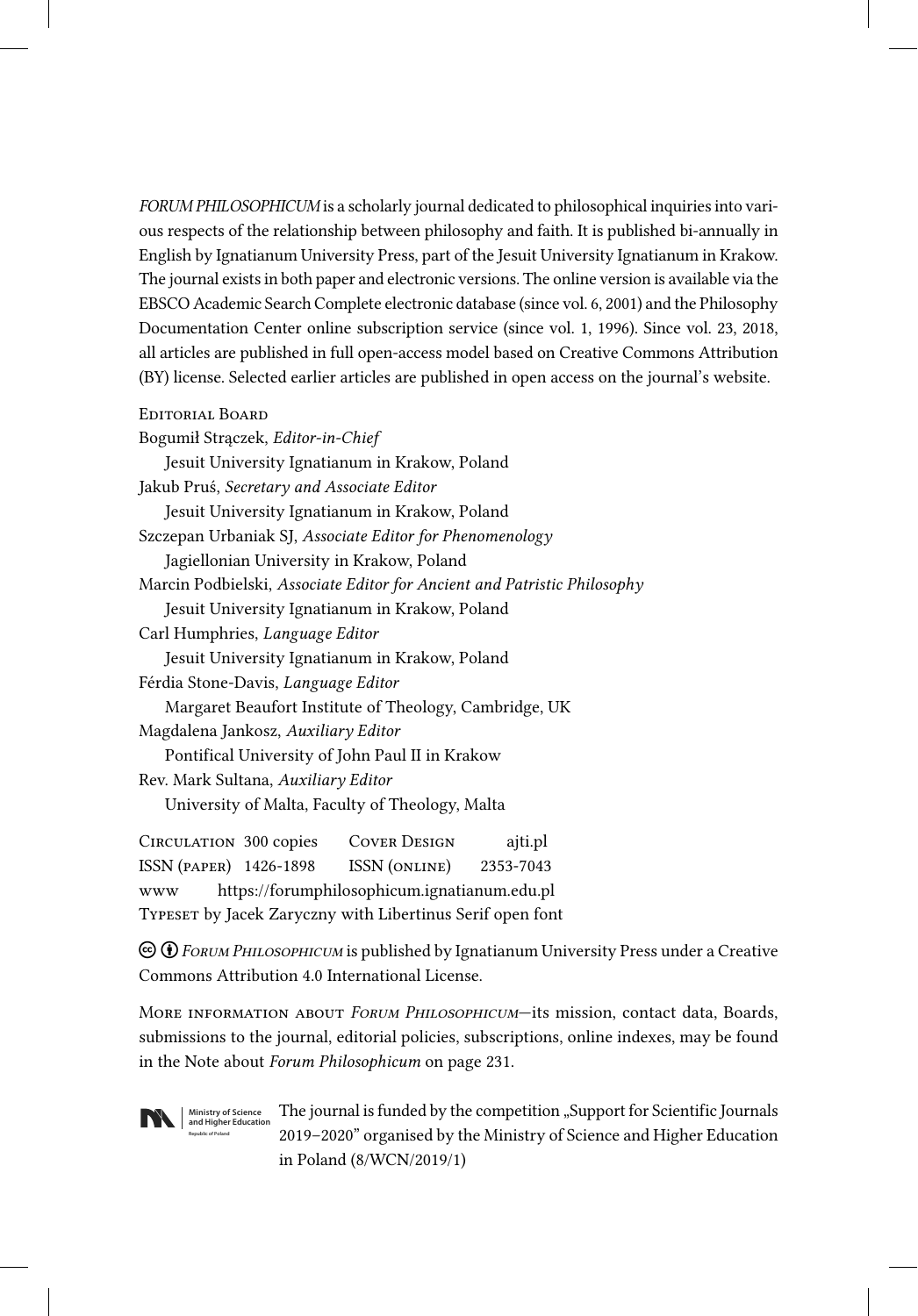*FORUM PHILOSOPHICUM* is a scholarly journal dedicated to philosophical inquiries into various respects of the relationship between philosophy and faith. It is published bi-annually in English by Ignatianum University Press, part of the Jesuit University Ignatianum in Krakow. The journal exists in both paper and electronic versions. The online version is available via the EBSCO Academic Search Complete electronic database (since vol. 6, 2001) and the Philosophy Documentation Center online subscription service (since vol. 1, 1996). Since vol. 23, 2018, all articles are published in full open-access model based on Creative Commons Attribution (BY) license. Selected earlier articles are published in open access on the journal's website.

Editorial Board

Bogumił Strączek, *Editor-in-Chief*
Jesuit University Ignatianum in Krakow, Poland

Jakub Pruś, *Secretary and Associate Editor*
Jesuit University Ignatianum in Krakow, Poland

Szczepan Urbaniak SJ, *Associate Editor for Phenomenology*
Jagiellonian University in Krakow, Poland

Marcin Podbielski, *Associate Editor for Ancient and Patristic Philosophy*
Jesuit University Ignatianum in Krakow, Poland

Carl Humphries, *Language Editor*
Jesuit University Ignatianum in Krakow, Poland

Férdia Stone-Davis, *Language Editor*
Margaret Beaufort Institute of Theology, Cambridge, UK

Magdalena Jankosz, *Auxiliary Editor*
Pontifical University of John Paul II in Krakow

Rev. Mark Sultana, *Auxiliary Editor*
University of Malta, Faculty of Theology, Malta

Circulation 300 copies Cover Design ajti.pl
ISSN (paper) 1426-1898 ISSN (online) 2353-7043
www https://forumphilosophicum.ignatianum.edu.pl
Typeset by Jacek Zaryczny with Libertinus Serif open font

*Forum Philosophicum* is published by Ignatianum University Press under a Creative Commons Attribution 4.0 International License.

More information about *Forum Philosophicum*—its mission, contact data, Boards, submissions to the journal, editorial policies, subscriptions, online indexes, may be found in the Note about *Forum Philosophicum* on page 231.

Ministry of Science and Higher Education Republic of Poland

The journal is funded by the competition „Support for Scientific Journals 2019–2020" organised by the Ministry of Science and Higher Education in Poland (8/WCN/2019/1)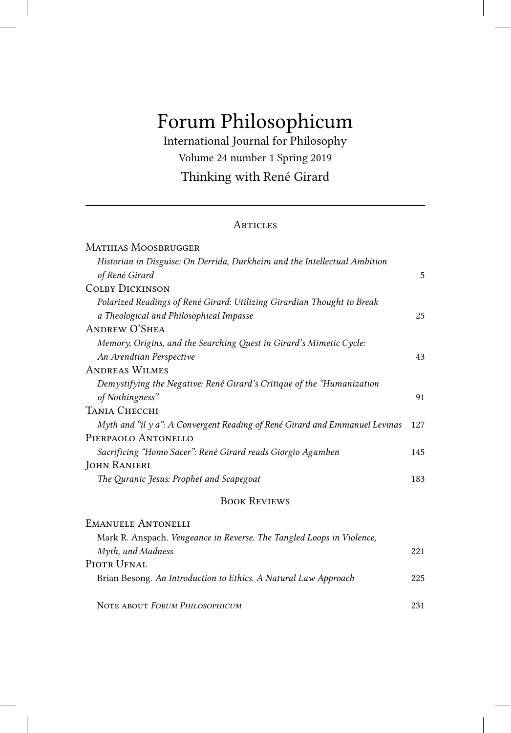# Forum Philosophicum

International Journal for Philosophy

Volume 24 number 1 Spring 2019

## Thinking with René Girard

---

### Articles

Mathias Moosbrugger
*Historian in Disguise: On Derrida, Durkheim and the Intellectual Ambition of René Girard* 5

Colby Dickinson
*Polarized Readings of René Girard: Utilizing Girardian Thought to Break a Theological and Philosophical Impasse* 25

Andrew O'Shea
*Memory, Origins, and the Searching Quest in Girard's Mimetic Cycle: An Arendtian Perspective* 43

Andreas Wilmes
*Demystifying the Negative: René Girard's Critique of the "Humanization of Nothingness"* 91

Tania Checchi
*Myth and "il y a": A Convergent Reading of René Girard and Emmanuel Levinas* 127

Pierpaolo Antonello
*Sacrificing "Homo Sacer": René Girard reads Giorgio Agamben* 145

John Ranieri
*The Quranic Jesus: Prophet and Scapegoat* 183

### Book Reviews

Emanuele Antonelli
Mark R. Anspach. *Vengeance in Reverse. The Tangled Loops in Violence, Myth, and Madness* 221

Piotr Ufnal
Brian Besong. *An Introduction to Ethics. A Natural Law Approach* 225

Note about *Forum Philosophicum* 231